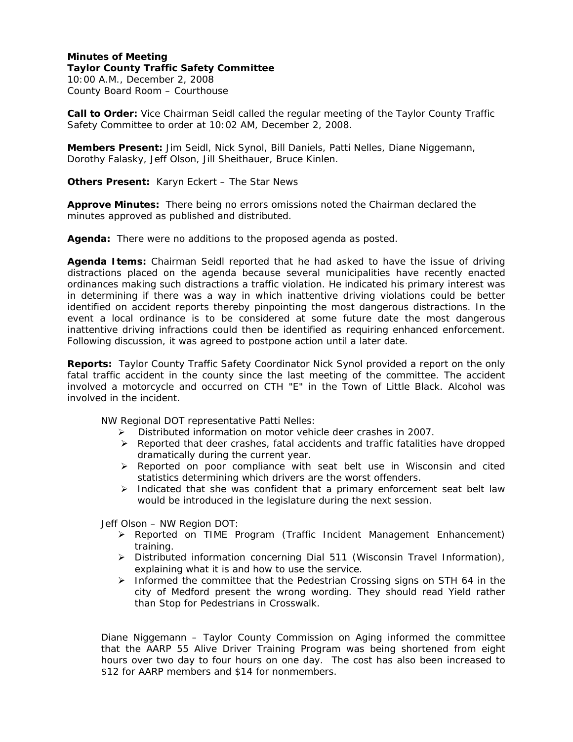**Minutes of Meeting**
**Taylor County Traffic Safety Committee**
10:00 A.M., December 2, 2008
County Board Room – Courthouse

**Call to Order:** Vice Chairman Seidl called the regular meeting of the Taylor County Traffic Safety Committee to order at 10:02 AM, December 2, 2008.

**Members Present:** Jim Seidl, Nick Synol, Bill Daniels, Patti Nelles, Diane Niggemann, Dorothy Falasky, Jeff Olson, Jill Sheithauer, Bruce Kinlen.

**Others Present:** Karyn Eckert – The Star News

**Approve Minutes:** There being no errors omissions noted the Chairman declared the minutes approved as published and distributed.

**Agenda:** There were no additions to the proposed agenda as posted.

**Agenda Items:** Chairman Seidl reported that he had asked to have the issue of driving distractions placed on the agenda because several municipalities have recently enacted ordinances making such distractions a traffic violation. He indicated his primary interest was in determining if there was a way in which inattentive driving violations could be better identified on accident reports thereby pinpointing the most dangerous distractions. In the event a local ordinance is to be considered at some future date the most dangerous inattentive driving infractions could then be identified as requiring enhanced enforcement. Following discussion, it was agreed to postpone action until a later date.

**Reports:** Taylor County Traffic Safety Coordinator Nick Synol provided a report on the only fatal traffic accident in the county since the last meeting of the committee. The accident involved a motorcycle and occurred on CTH "E" in the Town of Little Black. Alcohol was involved in the incident.

NW Regional DOT representative Patti Nelles:

- Distributed information on motor vehicle deer crashes in 2007.
- Reported that deer crashes, fatal accidents and traffic fatalities have dropped dramatically during the current year.
- Reported on poor compliance with seat belt use in Wisconsin and cited statistics determining which drivers are the worst offenders.
- Indicated that she was confident that a primary enforcement seat belt law would be introduced in the legislature during the next session.

Jeff Olson – NW Region DOT:

- Reported on TIME Program (Traffic Incident Management Enhancement) training.
- Distributed information concerning Dial 511 (Wisconsin Travel Information), explaining what it is and how to use the service.
- Informed the committee that the Pedestrian Crossing signs on STH 64 in the city of Medford present the wrong wording. They should read Yield rather than Stop for Pedestrians in Crosswalk.

Diane Niggemann – Taylor County Commission on Aging informed the committee that the AARP 55 Alive Driver Training Program was being shortened from eight hours over two day to four hours on one day. The cost has also been increased to $12 for AARP members and $14 for nonmembers.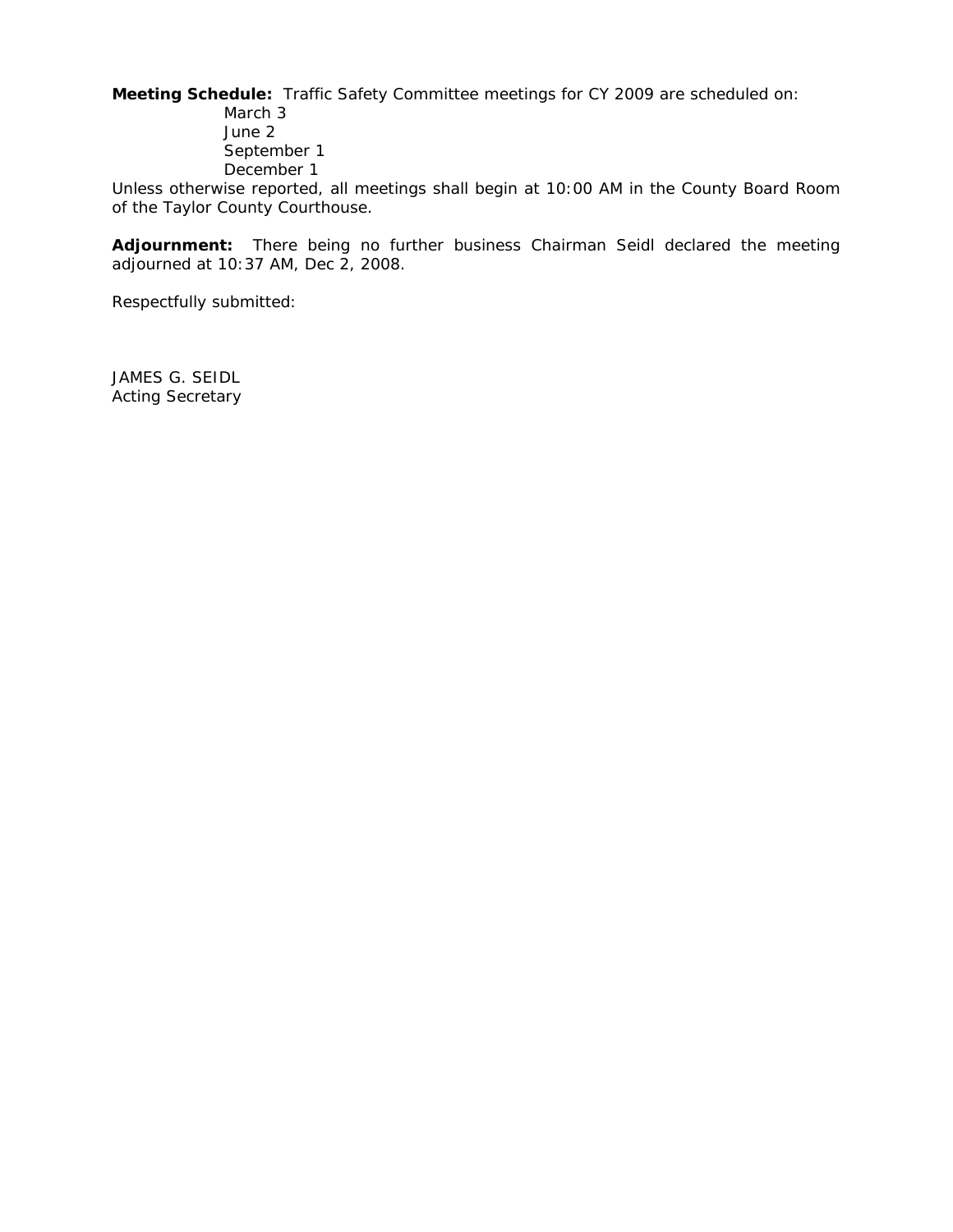**Meeting Schedule:** Traffic Safety Committee meetings for CY 2009 are scheduled on:

March 3
June 2
September 1
December 1

Unless otherwise reported, all meetings shall begin at 10:00 AM in the County Board Room of the Taylor County Courthouse.

**Adjournment:** There being no further business Chairman Seidl declared the meeting adjourned at 10:37 AM, Dec 2, 2008.

Respectfully submitted:

JAMES G. SEIDL
Acting Secretary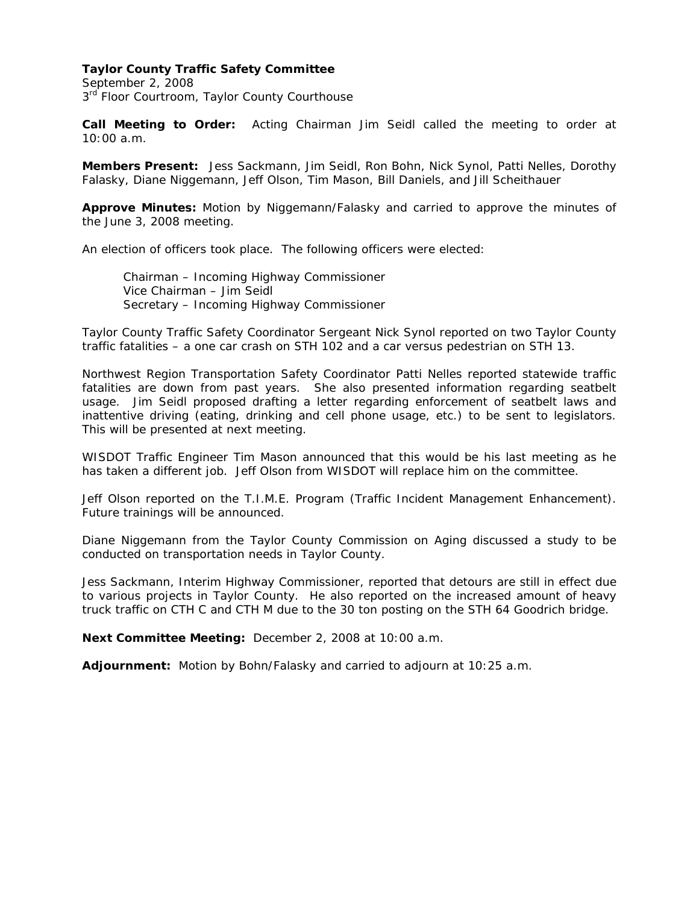**Taylor County Traffic Safety Committee**
September 2, 2008
3rd Floor Courtroom, Taylor County Courthouse

**Call Meeting to Order:** Acting Chairman Jim Seidl called the meeting to order at 10:00 a.m.

**Members Present:** Jess Sackmann, Jim Seidl, Ron Bohn, Nick Synol, Patti Nelles, Dorothy Falasky, Diane Niggemann, Jeff Olson, Tim Mason, Bill Daniels, and Jill Scheithauer

**Approve Minutes:** Motion by Niggemann/Falasky and carried to approve the minutes of the June 3, 2008 meeting.

An election of officers took place. The following officers were elected:

Chairman – Incoming Highway Commissioner
Vice Chairman – Jim Seidl
Secretary – Incoming Highway Commissioner

Taylor County Traffic Safety Coordinator Sergeant Nick Synol reported on two Taylor County traffic fatalities – a one car crash on STH 102 and a car versus pedestrian on STH 13.

Northwest Region Transportation Safety Coordinator Patti Nelles reported statewide traffic fatalities are down from past years. She also presented information regarding seatbelt usage. Jim Seidl proposed drafting a letter regarding enforcement of seatbelt laws and inattentive driving (eating, drinking and cell phone usage, etc.) to be sent to legislators. This will be presented at next meeting.

WISDOT Traffic Engineer Tim Mason announced that this would be his last meeting as he has taken a different job. Jeff Olson from WISDOT will replace him on the committee.

Jeff Olson reported on the T.I.M.E. Program (Traffic Incident Management Enhancement). Future trainings will be announced.

Diane Niggemann from the Taylor County Commission on Aging discussed a study to be conducted on transportation needs in Taylor County.

Jess Sackmann, Interim Highway Commissioner, reported that detours are still in effect due to various projects in Taylor County. He also reported on the increased amount of heavy truck traffic on CTH C and CTH M due to the 30 ton posting on the STH 64 Goodrich bridge.

**Next Committee Meeting:** December 2, 2008 at 10:00 a.m.

**Adjournment:** Motion by Bohn/Falasky and carried to adjourn at 10:25 a.m.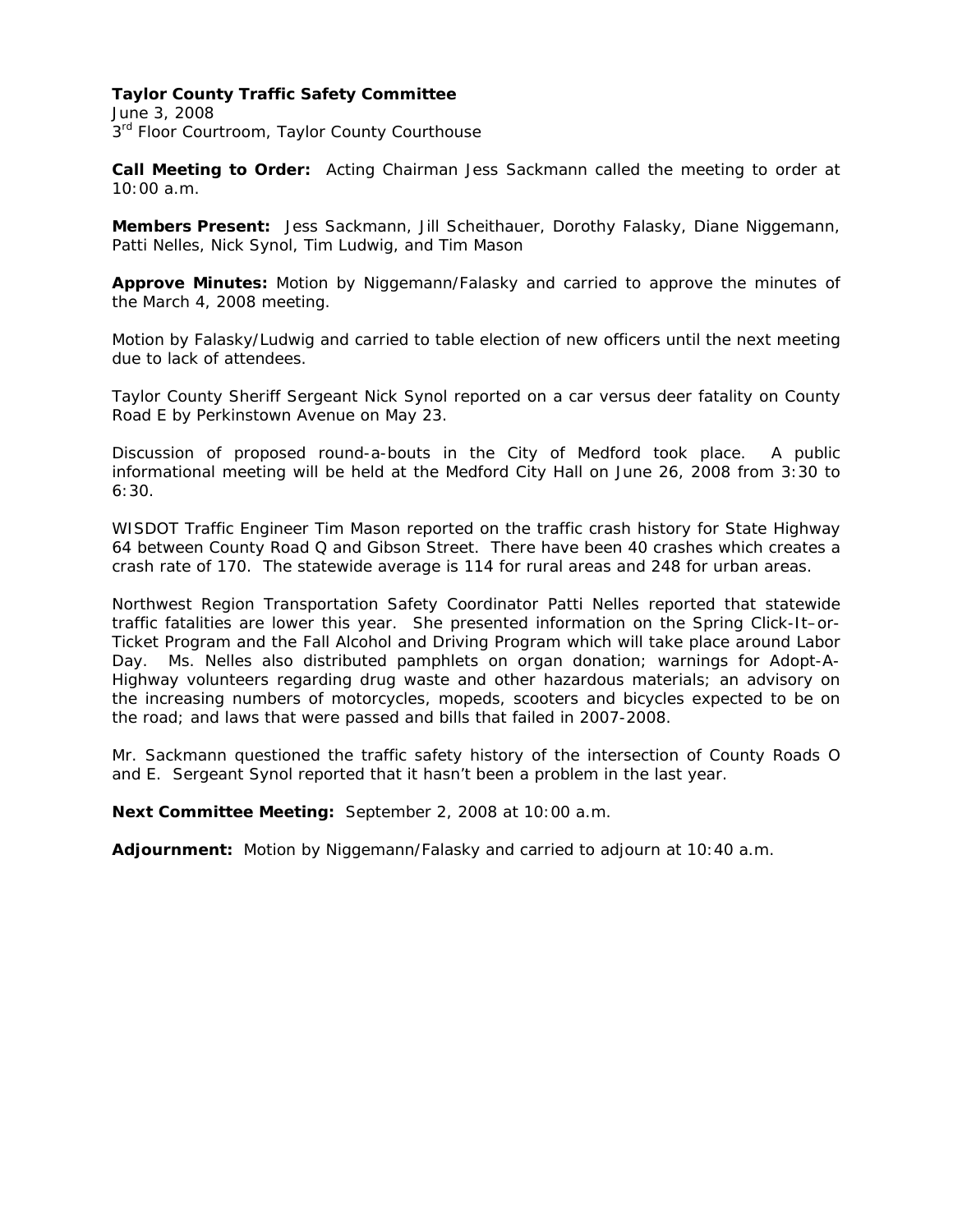**Taylor County Traffic Safety Committee**
June 3, 2008
3rd Floor Courtroom, Taylor County Courthouse

**Call Meeting to Order:** Acting Chairman Jess Sackmann called the meeting to order at 10:00 a.m.

**Members Present:** Jess Sackmann, Jill Scheithauer, Dorothy Falasky, Diane Niggemann, Patti Nelles, Nick Synol, Tim Ludwig, and Tim Mason

**Approve Minutes:** Motion by Niggemann/Falasky and carried to approve the minutes of the March 4, 2008 meeting.

Motion by Falasky/Ludwig and carried to table election of new officers until the next meeting due to lack of attendees.

Taylor County Sheriff Sergeant Nick Synol reported on a car versus deer fatality on County Road E by Perkinstown Avenue on May 23.

Discussion of proposed round-a-bouts in the City of Medford took place. A public informational meeting will be held at the Medford City Hall on June 26, 2008 from 3:30 to 6:30.

WISDOT Traffic Engineer Tim Mason reported on the traffic crash history for State Highway 64 between County Road Q and Gibson Street. There have been 40 crashes which creates a crash rate of 170. The statewide average is 114 for rural areas and 248 for urban areas.

Northwest Region Transportation Safety Coordinator Patti Nelles reported that statewide traffic fatalities are lower this year. She presented information on the Spring Click-It–or-Ticket Program and the Fall Alcohol and Driving Program which will take place around Labor Day. Ms. Nelles also distributed pamphlets on organ donation; warnings for Adopt-A-Highway volunteers regarding drug waste and other hazardous materials; an advisory on the increasing numbers of motorcycles, mopeds, scooters and bicycles expected to be on the road; and laws that were passed and bills that failed in 2007-2008.

Mr. Sackmann questioned the traffic safety history of the intersection of County Roads O and E. Sergeant Synol reported that it hasn't been a problem in the last year.

**Next Committee Meeting:** September 2, 2008 at 10:00 a.m.

**Adjournment:** Motion by Niggemann/Falasky and carried to adjourn at 10:40 a.m.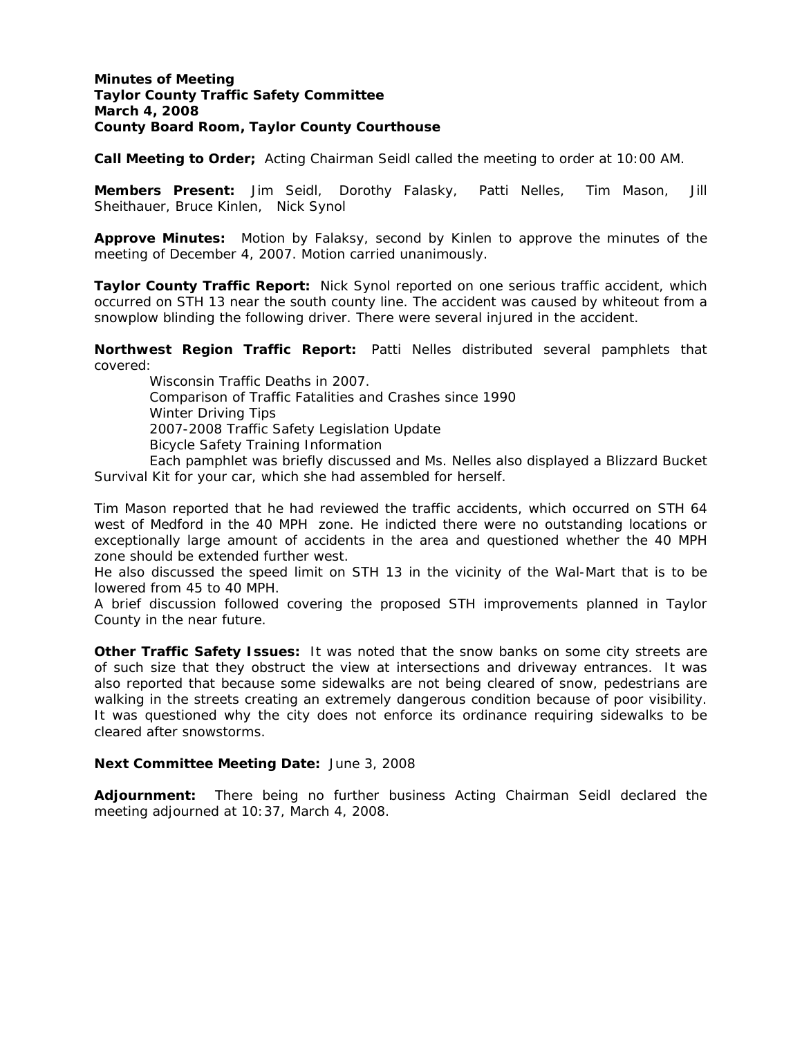**Minutes of Meeting**
**Taylor County Traffic Safety Committee**
**March 4, 2008**
**County Board Room, Taylor County Courthouse**

**Call Meeting to Order;** Acting Chairman Seidl called the meeting to order at 10:00 AM.

**Members Present:** Jim Seidl, Dorothy Falasky, Patti Nelles, Tim Mason, Jill Sheithauer, Bruce Kinlen, Nick Synol

**Approve Minutes:** Motion by Falaksy, second by Kinlen to approve the minutes of the meeting of December 4, 2007. Motion carried unanimously.

**Taylor County Traffic Report:** Nick Synol reported on one serious traffic accident, which occurred on STH 13 near the south county line. The accident was caused by whiteout from a snowplow blinding the following driver. There were several injured in the accident.

**Northwest Region Traffic Report:** Patti Nelles distributed several pamphlets that covered:

Wisconsin Traffic Deaths in 2007.
Comparison of Traffic Fatalities and Crashes since 1990
Winter Driving Tips
2007-2008 Traffic Safety Legislation Update
Bicycle Safety Training Information

Each pamphlet was briefly discussed and Ms. Nelles also displayed a Blizzard Bucket Survival Kit for your car, which she had assembled for herself.

Tim Mason reported that he had reviewed the traffic accidents, which occurred on STH 64 west of Medford in the 40 MPH zone. He indicted there were no outstanding locations or exceptionally large amount of accidents in the area and questioned whether the 40 MPH zone should be extended further west.
He also discussed the speed limit on STH 13 in the vicinity of the Wal-Mart that is to be lowered from 45 to 40 MPH.
A brief discussion followed covering the proposed STH improvements planned in Taylor County in the near future.

**Other Traffic Safety Issues:** It was noted that the snow banks on some city streets are of such size that they obstruct the view at intersections and driveway entrances. It was also reported that because some sidewalks are not being cleared of snow, pedestrians are walking in the streets creating an extremely dangerous condition because of poor visibility. It was questioned why the city does not enforce its ordinance requiring sidewalks to be cleared after snowstorms.

**Next Committee Meeting Date:** June 3, 2008

**Adjournment:** There being no further business Acting Chairman Seidl declared the meeting adjourned at 10:37, March 4, 2008.